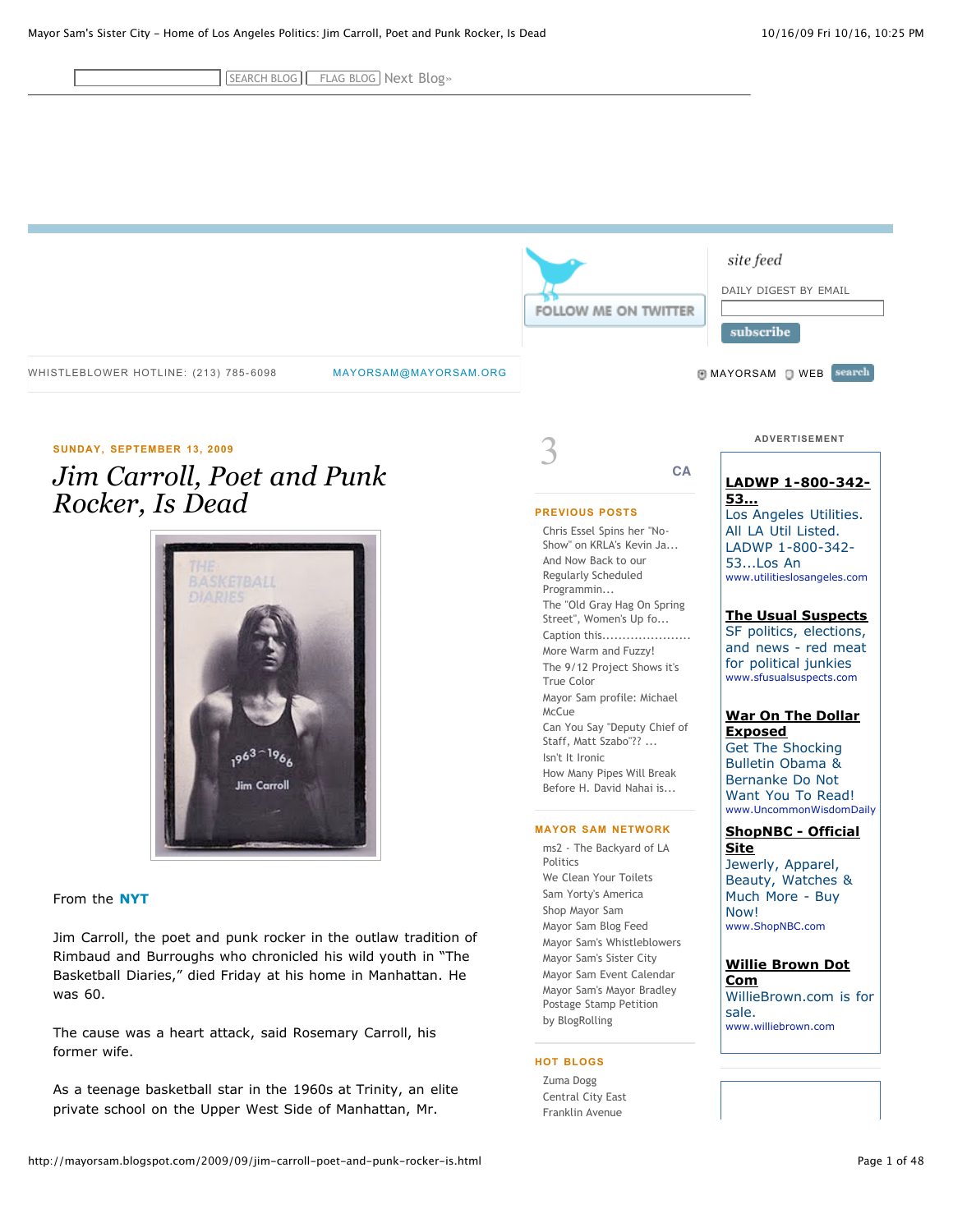WHISTLEBLOWER HOTLINE: (213) 785-6098 MAYORSAM@MAYORSAM.ORG

SUNDAY, SEPTEMBER 13, 2009

# Jim Carroll, Poet and Punk Rocker, Is Dead

From the **NYT**

Jim Carroll, the poet and punk rocker in the outlaw tradition of Rimbaud and Burroughs who chronicled his wild youth in "The Basketball Diaries," died Friday at his home in Manhattan. He was 60.

The cause was a heart attack, said Rosemary Carroll, his former wife.

As a teenage basketball star in the 1960s at Trinity, an elite private school on the Upper West Side of Manhattan, Mr.

---

site feed

DAILY DIGEST BY EMAIL

subscribe

MAYORSAM WEB search

### PREVIOUS POSTS

- Chris Essel Spins her "No-Show" on KRLA's Kevin Ja...
- And Now Back to our Regularly Scheduled Programmin...
- The "Old Gray Hag On Spring Street", Women's Up fo...
- Caption this......................
- More Warm and Fuzzy!
- The 9/12 Project Shows it's True Color
- Mayor Sam profile: Michael McCue
- Can You Say "Deputy Chief of Staff, Matt Szabo"?? ...
- Isn't It Ironic
- How Many Pipes Will Break Before H. David Nahai is...

### MAYOR SAM NETWORK

- ms2 - The Backyard of LA Politics
- We Clean Your Toilets
- Sam Yorty's America
- Shop Mayor Sam
- Mayor Sam Blog Feed
- Mayor Sam's Whistleblowers
- Mayor Sam's Sister City
- Mayor Sam Event Calendar
- Mayor Sam's Mayor Bradley Postage Stamp Petition
- by BlogRolling

### HOT BLOGS

- Zuma Dogg
- Central City East
- Franklin Avenue

---

ADVERTISEMENT

**LADWP 1-800-342-53...**
Los Angeles Utilities. All LA Util Listed. LADWP 1-800-342-53...Los An
www.utilitieslosangeles.com

**The Usual Suspects**
SF politics, elections, and news - red meat for political junkies
www.sfusualsuspects.com

**War On The Dollar Exposed**
Get The Shocking Bulletin Obama & Bernanke Do Not Want You To Read!
www.UncommonWisdomDaily

**ShopNBC - Official Site**
Jewerly, Apparel, Beauty, Watches & Much More - Buy Now!
www.ShopNBC.com

**Willie Brown Dot Com**
WillieBrown.com is for sale.
www.williebrown.com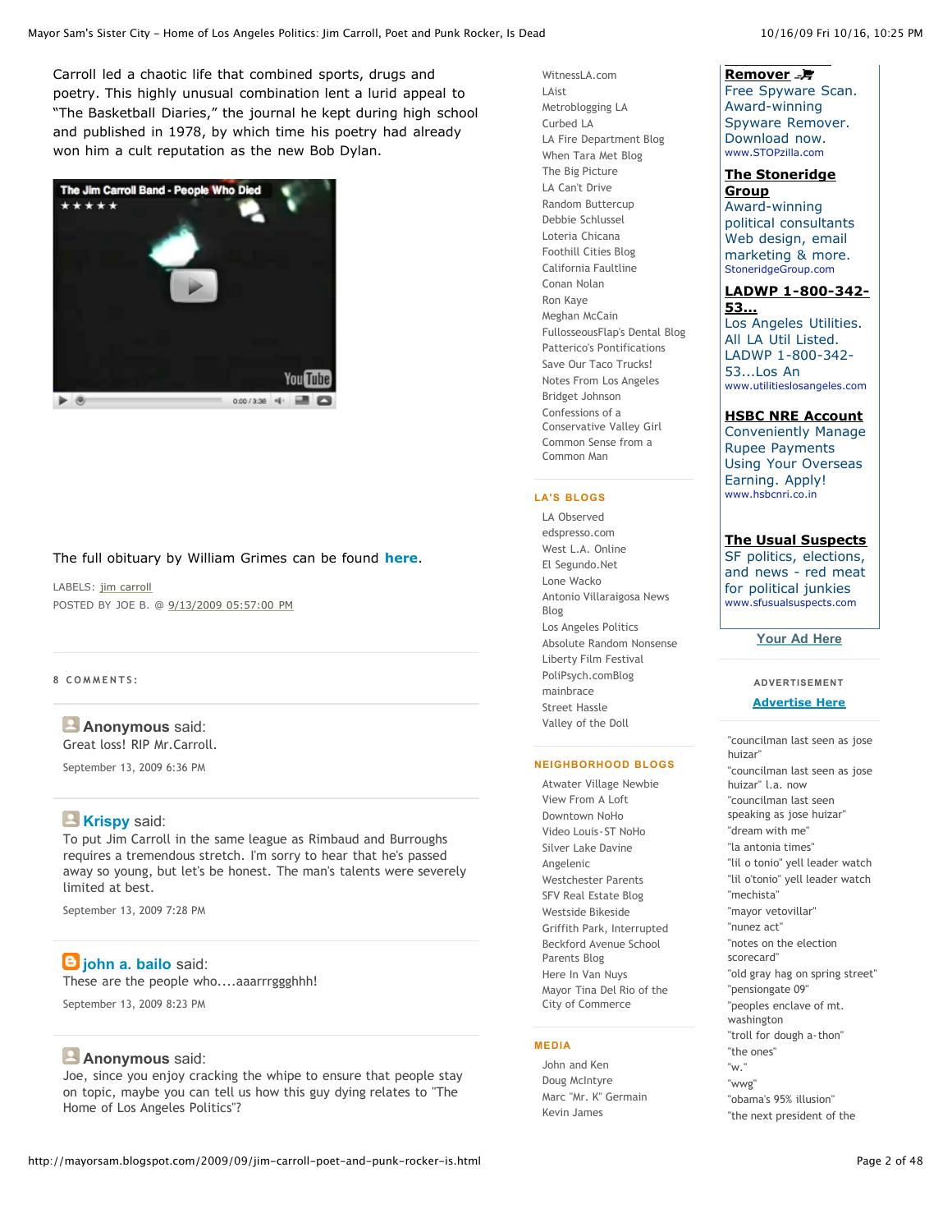Carroll led a chaotic life that combined sports, drugs and poetry. This highly unusual combination lent a lurid appeal to "The Basketball Diaries," the journal he kept during high school and published in 1978, by which time his poetry had already won him a cult reputation as the new Bob Dylan.

The Jim Carroll Band - People Who Died

The full obituary by William Grimes can be found **here**.

LABELS: jim carroll

POSTED BY JOE B. @ 9/13/2009 05:57:00 PM

### 8 COMMENTS:

**Anonymous** said:
Great loss! RIP Mr.Carroll.

September 13, 2009 6:36 PM

**Krispy** said:
To put Jim Carroll in the same league as Rimbaud and Burroughs requires a tremendous stretch. I'm sorry to hear that he's passed away so young, but let's be honest. The man's talents were severely limited at best.

September 13, 2009 7:28 PM

**john a. bailo** said:
These are the people who....aaarrrggghhh!

September 13, 2009 8:23 PM

**Anonymous** said:
Joe, since you enjoy cracking the whipe to ensure that people stay on topic, maybe you can tell us how this guy dying relates to "The Home of Los Angeles Politics"?

---

WitnessLA.com
LAist
Metroblogging LA
Curbed LA
LA Fire Department Blog
When Tara Met Blog
The Big Picture
LA Can't Drive
Random Buttercup
Debbie Schlussel
Loteria Chicana
Foothill Cities Blog
California Faultline
Conan Nolan
Ron Kaye
Meghan McCain
FullosseousFlap's Dental Blog
Patterico's Pontifications
Save Our Taco Trucks!
Notes From Los Angeles
Bridget Johnson
Confessions of a Conservative Valley Girl
Common Sense from a Common Man

### LA'S BLOGS

LA Observed
edspresso.com
West L.A. Online
El Segundo.Net
Lone Wacko
Antonio Villaraigosa News Blog
Los Angeles Politics
Absolute Random Nonsense
Liberty Film Festival
PoliPsych.comBlog
mainbrace
Street Hassle
Valley of the Doll

### NEIGHBORHOOD BLOGS

Atwater Village Newbie
View From A Loft
Downtown NoHo
Video Louis-ST NoHo
Silver Lake Davine
Angelenic
Westchester Parents
SFV Real Estate Blog
Westside Bikeside
Griffith Park, Interrupted
Beckford Avenue School Parents Blog
Here In Van Nuys
Mayor Tina Del Rio of the City of Commerce

### MEDIA

John and Ken
Doug McIntyre
Marc "Mr. K" Germain
Kevin James

---

**Remover**
Free Spyware Scan. Award-winning Spyware Remover. Download now.
www.STOPzilla.com

**The Stoneridge Group**
Award-winning political consultants Web design, email marketing & more.
StoneridgeGroup.com

**LADWP 1-800-342-53...**
Los Angeles Utilities. All LA Util Listed. LADWP 1-800-342-53...Los An
www.utilitieslosangeles.com

**HSBC NRE Account**
Conveniently Manage Rupee Payments Using Your Overseas Earning. Apply!
www.hsbcnri.co.in

**The Usual Suspects**
SF politics, elections, and news - red meat for political junkies
www.sfusualsuspects.com

Your Ad Here

ADVERTISEMENT

Advertise Here

"councilman last seen as jose huizar"
"councilman last seen as jose huizar" l.a. now
"councilman last seen speaking as jose huizar"
"dream with me"
"la antonia times"
"lil o tonio" yell leader watch
"lil o'tonio" yell leader watch
"mechista"
"mayor vetovillar"
"nunez act"
"notes on the election scorecard"
"old gray hag on spring street"
"pensiongate 09"
"peoples enclave of mt. washington
"troll for dough a-thon"
"the ones"
"w."
"wwg"
"obama's 95% illusion"
"the next president of the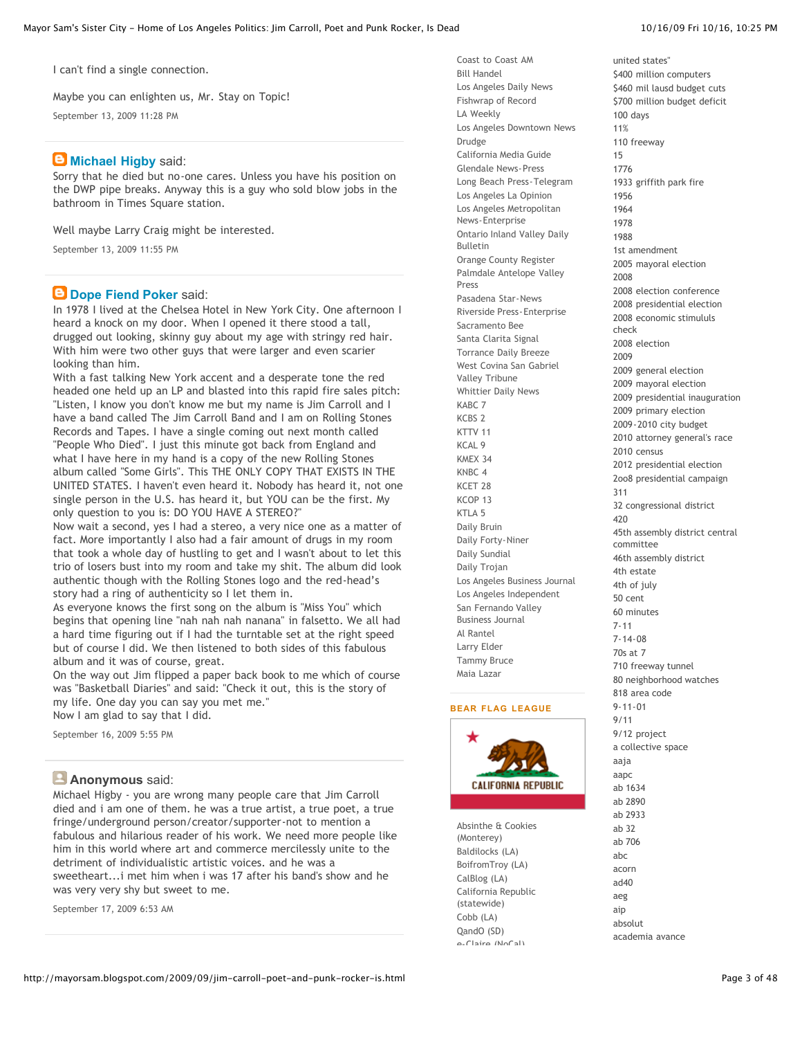I can't find a single connection.

Maybe you can enlighten us, Mr. Stay on Topic!

September 13, 2009 11:28 PM

**Michael Higby** said:

Sorry that he died but no-one cares. Unless you have his position on the DWP pipe breaks. Anyway this is a guy who sold blow jobs in the bathroom in Times Square station.

Well maybe Larry Craig might be interested.

September 13, 2009 11:55 PM

**Dope Fiend Poker** said:

In 1978 I lived at the Chelsea Hotel in New York City. One afternoon I heard a knock on my door. When I opened it there stood a tall, drugged out looking, skinny guy about my age with stringy red hair. With him were two other guys that were larger and even scarier looking than him.
With a fast talking New York accent and a desperate tone the red headed one held up an LP and blasted into this rapid fire sales pitch: "Listen, I know you don't know me but my name is Jim Carroll and I have a band called The Jim Carroll Band and I am on Rolling Stones Records and Tapes. I have a single coming out next month called "People Who Died". I just this minute got back from England and what I have here in my hand is a copy of the new Rolling Stones album called "Some Girls". This THE ONLY COPY THAT EXISTS IN THE UNITED STATES. I haven't even heard it. Nobody has heard it, not one single person in the U.S. has heard it, but YOU can be the first. My only question to you is: DO YOU HAVE A STEREO?"
Now wait a second, yes I had a stereo, a very nice one as a matter of fact. More importantly I also had a fair amount of drugs in my room that took a whole day of hustling to get and I wasn't about to let this trio of losers bust into my room and take my shit. The album did look authentic though with the Rolling Stones logo and the red-head's story had a ring of authenticity so I let them in.
As everyone knows the first song on the album is "Miss You" which begins that opening line "nah nah nah nanana" in falsetto. We all had a hard time figuring out if I had the turntable set at the right speed but of course I did. We then listened to both sides of this fabulous album and it was of course, great.
On the way out Jim flipped a paper back book to me which of course was "Basketball Diaries" and said: "Check it out, this is the story of my life. One day you can say you met me."
Now I am glad to say that I did.

September 16, 2009 5:55 PM

**Anonymous** said:

Michael Higby - you are wrong many people care that Jim Carroll died and i am one of them. he was a true artist, a true poet, a true fringe/underground person/creator/supporter-not to mention a fabulous and hilarious reader of his work. We need more people like him in this world where art and commerce mercilessly unite to the detriment of individualistic artistic voices. and he was a sweetheart...i met him when i was 17 after his band's show and he was very very shy but sweet to me.

September 17, 2009 6:53 AM

Coast to Coast AM
Bill Handel
Los Angeles Daily News
Fishwrap of Record
LA Weekly
Los Angeles Downtown News
Drudge
California Media Guide
Glendale News-Press
Long Beach Press-Telegram
Los Angeles La Opinion
Los Angeles Metropolitan News-Enterprise
Ontario Inland Valley Daily Bulletin
Orange County Register
Palmdale Antelope Valley Press
Pasadena Star-News
Riverside Press-Enterprise
Sacramento Bee
Santa Clarita Signal
Torrance Daily Breeze
West Covina San Gabriel Valley Tribune
Whittier Daily News
KABC 7
KCBS 2
KTTV 11
KCAL 9
KMEX 34
KNBC 4
KCET 28
KCOP 13
KTLA 5
Daily Bruin
Daily Forty-Niner
Daily Sundial
Daily Trojan
Los Angeles Business Journal
Los Angeles Independent
San Fernando Valley Business Journal
Al Rantel
Larry Elder
Tammy Bruce
Maia Lazar

## BEAR FLAG LEAGUE

CALIFORNIA REPUBLIC

Absinthe & Cookies (Monterey)
Baldilocks (LA)
BoifromTroy (LA)
CalBlog (LA)
California Republic (statewide)
Cobb (LA)
QandO (SD)
e-Claire (NoCal)

united states"
$400 million computers
$460 mil lausd budget cuts
$700 million budget deficit
100 days
11%
110 freeway
15
1776
1933 griffith park fire
1956
1964
1978
1988
1st amendment
2005 mayoral election
2008
2008 election conference
2008 presidential election
2008 economic stimululs check
2008 election
2009
2009 general election
2009 mayoral election
2009 presidential inauguration
2009 primary election
2009-2010 city budget
2010 attorney general's race
2010 census
2012 presidential election
2o08 presidential campaign
311
32 congressional district
420
45th assembly district central committee
46th assembly district
4th estate
4th of july
50 cent
60 minutes
7-11
7-14-08
70s at 7
710 freeway tunnel
80 neighborhood watches
818 area code
9-11-01
9/11
9/12 project
a collective space
aaja
aapc
ab 1634
ab 2890
ab 2933
ab 32
ab 706
abc
acorn
ad40
aeg
aip
absolut
academia avance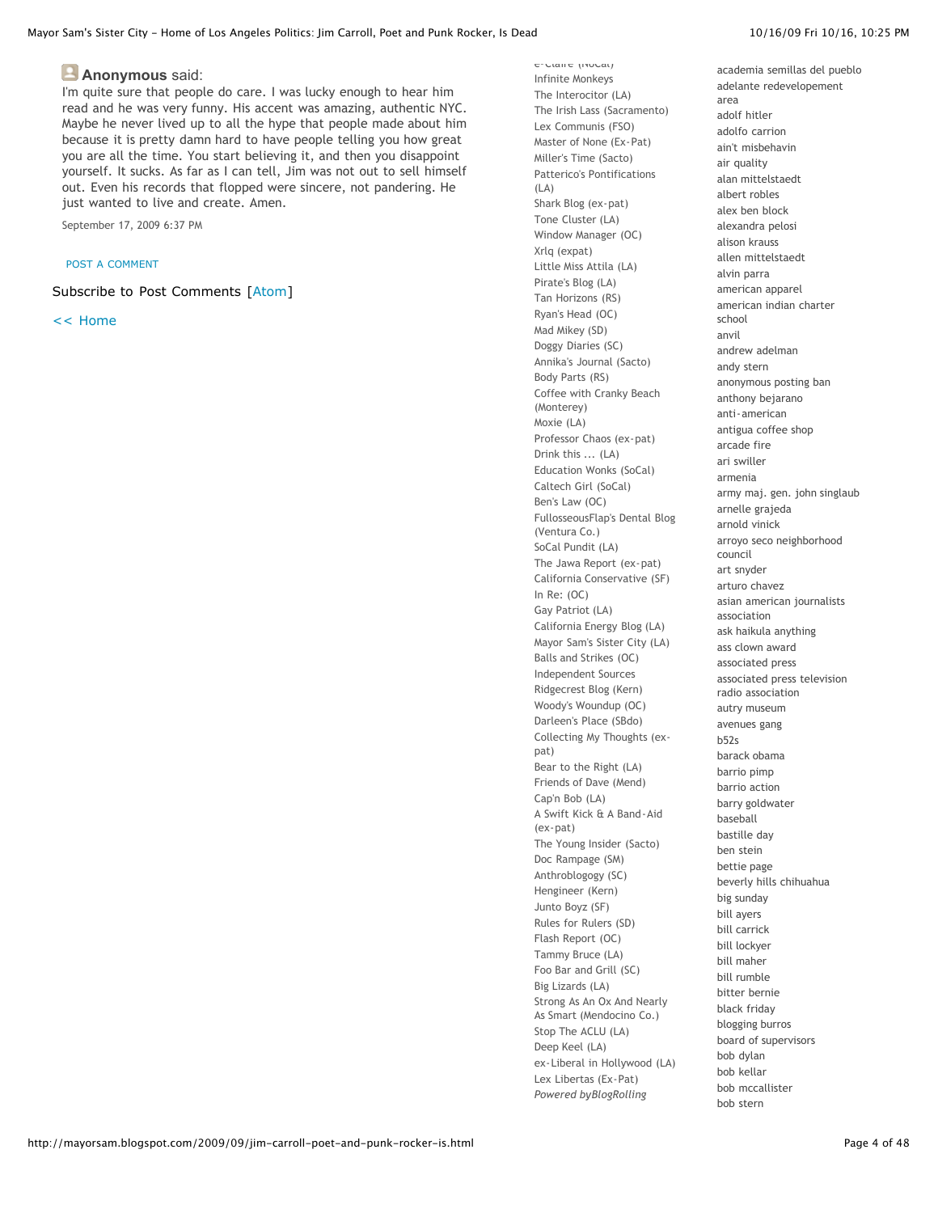**Anonymous** said:

I'm quite sure that people do care. I was lucky enough to hear him read and he was very funny. His accent was amazing, authentic NYC. Maybe he never lived up to all the hype that people made about him because it is pretty damn hard to have people telling you how great you are all the time. You start believing it, and then you disappoint yourself. It sucks. As far as I can tell, Jim was not out to sell himself out. Even his records that flopped were sincere, not pandering. He just wanted to live and create. Amen.

September 17, 2009 6:37 PM

POST A COMMENT

Subscribe to Post Comments [Atom]

<< Home

e-Claire (NoCal)
Infinite Monkeys
The Intercitor (LA)
The Irish Lass (Sacramento)
Lex Communis (FSO)
Master of None (Ex-Pat)
Miller's Time (Sacto)
Patterico's Pontifications (LA)
Shark Blog (ex-pat)
Tone Cluster (LA)
Window Manager (OC)
Xrlq (expat)
Little Miss Attila (LA)
Pirate's Blog (LA)
Tan Horizons (RS)
Ryan's Head (OC)
Mad Mikey (SD)
Doggy Diaries (SC)
Annika's Journal (Sacto)
Body Parts (RS)
Coffee with Cranky Beach (Monterey)
Moxie (LA)
Professor Chaos (ex-pat)
Drink this ... (LA)
Education Wonks (SoCal)
Caltech Girl (SoCal)
Ben's Law (OC)
FullosseousFlap's Dental Blog (Ventura Co.)
SoCal Pundit (LA)
The Jawa Report (ex-pat)
California Conservative (SF)
In Re: (OC)
Gay Patriot (LA)
California Energy Blog (LA)
Mayor Sam's Sister City (LA)
Balls and Strikes (OC)
Independent Sources
Ridgecrest Blog (Kern)
Woody's Woundup (OC)
Darleen's Place (SBdo)
Collecting My Thoughts (ex-pat)
Bear to the Right (LA)
Friends of Dave (Mend)
Cap'n Bob (LA)
A Swift Kick & A Band-Aid (ex-pat)
The Young Insider (Sacto)
Doc Rampage (SM)
Anthroblogogy (SC)
Hengineer (Kern)
Junto Boyz (SF)
Rules for Rulers (SD)
Flash Report (OC)
Tammy Bruce (LA)
Foo Bar and Grill (SC)
Big Lizards (LA)
Strong As An Ox And Nearly As Smart (Mendocino Co.)
Stop The ACLU (LA)
Deep Keel (LA)
ex-Liberal in Hollywood (LA)
Lex Libertas (Ex-Pat)
*Powered byBlogRolling*

academia semillas del pueblo
adelante redevelopement area
adolf hitler
adolfo carrion
ain't misbehavin
air quality
alan mittelstaedt
albert robles
alex ben block
alexandra pelosi
alison krauss
allen mittelstaedt
alvin parra
american apparel
american indian charter school
anvil
andrew adelman
andy stern
anonymous posting ban
anthony bejarano
anti-american
antigua coffee shop
arcade fire
ari swiller
armenia
army maj. gen. john singlaub
arnelle grajeda
arnold vinick
arroyo seco neighborhood council
art snyder
arturo chavez
asian american journalists association
ask haikula anything
ass clown award
associated press
associated press television radio association
autry museum
avenues gang
b52s
barack obama
barrio pimp
barrio action
barry goldwater
baseball
bastille day
ben stein
bettie page
beverly hills chihuahua
big sunday
bill ayers
bill carrick
bill lockyer
bill maher
bill rumble
bitter bernie
black friday
blogging burros
board of supervisors
bob dylan
bob kellar
bob mccallister
bob stern